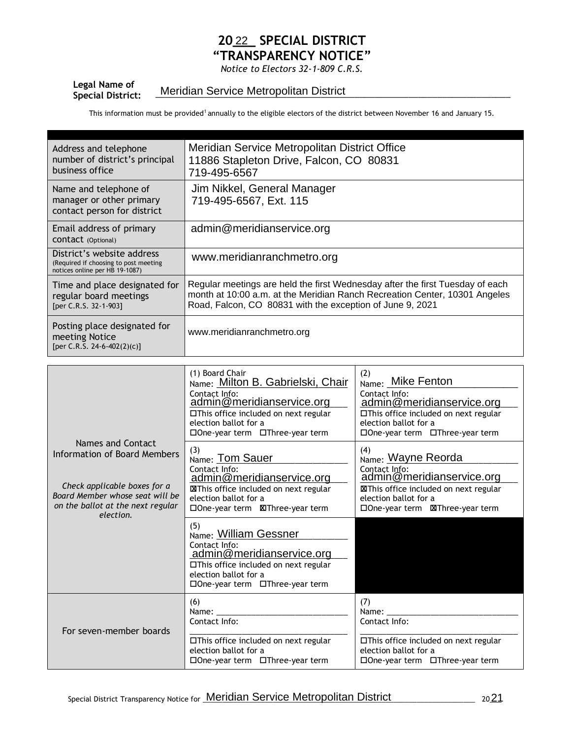# 2022 SPECIAL DISTRICT "TRANSPARENCY NOTICE"

*Notice to Electors 32-1-809 C.R.S.*

**Legal Name of Special District:** Meridian Service Metropolitan District

This information must be provided[1] annually to the eligible electors of the district between November 16 and January 15.

| | |
|---|---|
| Address and telephone number of district's principal business office | Meridian Service Metropolitan District Office<br>11886 Stapleton Drive, Falcon, CO 80831<br>719-495-6567 |
| Name and telephone of manager or other primary contact person for district | Jim Nikkel, General Manager<br>719-495-6567, Ext. 115 |
| Email address of primary contact (Optional) | admin@meridianservice.org |
| District's website address (Required if choosing to post meeting notices online per HB 19-1087) | www.meridianranchmetro.org |
| Time and place designated for regular board meetings [per C.R.S. 32-1-903] | Regular meetings are held the first Wednesday after the first Tuesday of each month at 10:00 a.m. at the Meridian Ranch Recreation Center, 10301 Angeles Road, Falcon, CO 80831 with the exception of June 9, 2021 |
| Posting place designated for meeting Notice [per C.R.S. 24-6-402(2)(c)] | www.meridianranchmetro.org |

| Names and Contact Information of Board Members<br><br>*Check applicable boxes for a Board Member whose seat will be on the ballot at the next regular election.* | | |
|---|---|---|
| | (1) Board Chair<br>Name: Milton B. Gabrielski, Chair<br>Contact Info: admin@meridianservice.org<br>☐This office included on next regular election ballot for a<br>☐One-year term ☐Three-year term | (2)<br>Name: Mike Fenton<br>Contact Info: admin@meridianservice.org<br>☐This office included on next regular election ballot for a<br>☐One-year term ☐Three-year term |
| | (3)<br>Name: Tom Sauer<br>Contact Info: admin@meridianservice.org<br>☒This office included on next regular election ballot for a<br>☐One-year term ☒Three-year term | (4)<br>Name: Wayne Reorda<br>Contact Info: admin@meridianservice.org<br>☒This office included on next regular election ballot for a<br>☐One-year term ☒Three-year term |
| | (5)<br>Name: William Gessner<br>Contact Info: admin@meridianservice.org<br>☐This office included on next regular election ballot for a<br>☐One-year term ☐Three-year term | |
| For seven-member boards | (6)<br>Name: ______<br>Contact Info: ______<br>☐This office included on next regular election ballot for a<br>☐One-year term ☐Three-year term | (7)<br>Name: ______<br>Contact Info: ______<br>☐This office included on next regular election ballot for a<br>☐One-year term ☐Three-year term |

Special District Transparency Notice for Meridian Service Metropolitan District 2021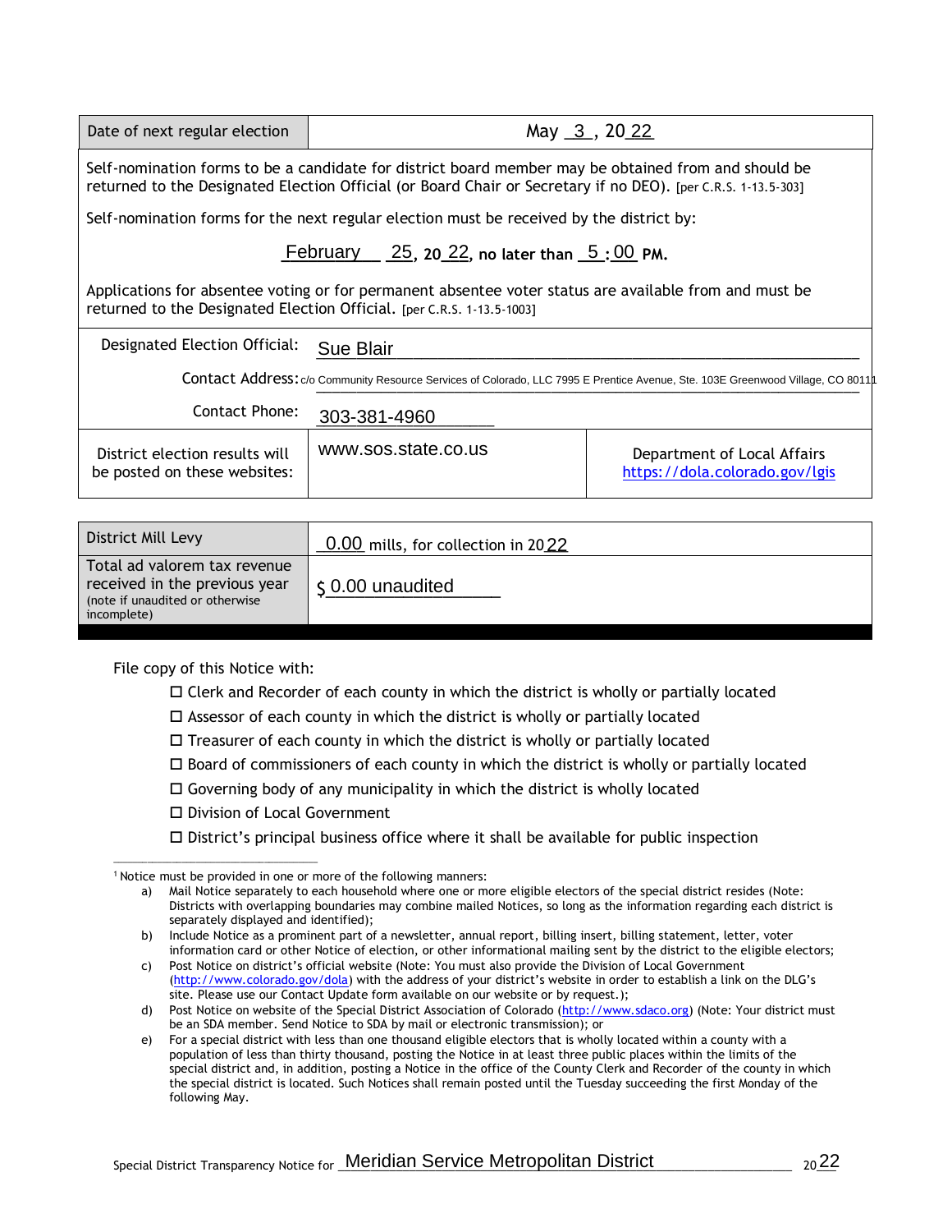| | |
|---|---|
| Date of next regular election | May 3, 2022 |

Self-nomination forms to be a candidate for district board member may be obtained from and should be returned to the Designated Election Official (or Board Chair or Secretary if no DEO). [per C.R.S. 1-13.5-303]

Self-nomination forms for the next regular election must be received by the district by:

February 25, 2022, no later than 5:00 PM.

Applications for absentee voting or for permanent absentee voter status are available from and must be returned to the Designated Election Official. [per C.R.S. 1-13.5-1003]

Designated Election Official: Sue Blair

Contact Address: c/o Community Resource Services of Colorado, LLC 7995 E Prentice Avenue, Ste. 103E Greenwood Village, CO 80111

Contact Phone: 303-381-4960

| | | |
|---|---|---|
| District election results will be posted on these websites: | www.sos.state.co.us | Department of Local Affairs https://dola.colorado.gov/lgis |

| | |
|---|---|
| District Mill Levy | 0.00 mills, for collection in 2022 |
| Total ad valorem tax revenue received in the previous year (note if unaudited or otherwise incomplete) | $ 0.00 unaudited |

File copy of this Notice with:

- ☐ Clerk and Recorder of each county in which the district is wholly or partially located
- ☐ Assessor of each county in which the district is wholly or partially located
- ☐ Treasurer of each county in which the district is wholly or partially located
- ☐ Board of commissioners of each county in which the district is wholly or partially located
- ☐ Governing body of any municipality in which the district is wholly located
- ☐ Division of Local Government
- ☐ District's principal business office where it shall be available for public inspection

[1] Notice must be provided in one or more of the following manners:

a) Mail Notice separately to each household where one or more eligible electors of the special district resides (Note: Districts with overlapping boundaries may combine mailed Notices, so long as the information regarding each district is separately displayed and identified);

b) Include Notice as a prominent part of a newsletter, annual report, billing insert, billing statement, letter, voter information card or other Notice of election, or other informational mailing sent by the district to the eligible electors;

c) Post Notice on district's official website (Note: You must also provide the Division of Local Government (http://www.colorado.gov/dola) with the address of your district's website in order to establish a link on the DLG's site. Please use our Contact Update form available on our website or by request.);

d) Post Notice on website of the Special District Association of Colorado (http://www.sdaco.org) (Note: Your district must be an SDA member. Send Notice to SDA by mail or electronic transmission); or

e) For a special district with less than one thousand eligible electors that is wholly located within a county with a population of less than thirty thousand, posting the Notice in at least three public places within the limits of the special district and, in addition, posting a Notice in the office of the County Clerk and Recorder of the county in which the special district is located. Such Notices shall remain posted until the Tuesday succeeding the first Monday of the following May.

Special District Transparency Notice for Meridian Service Metropolitan District 2022